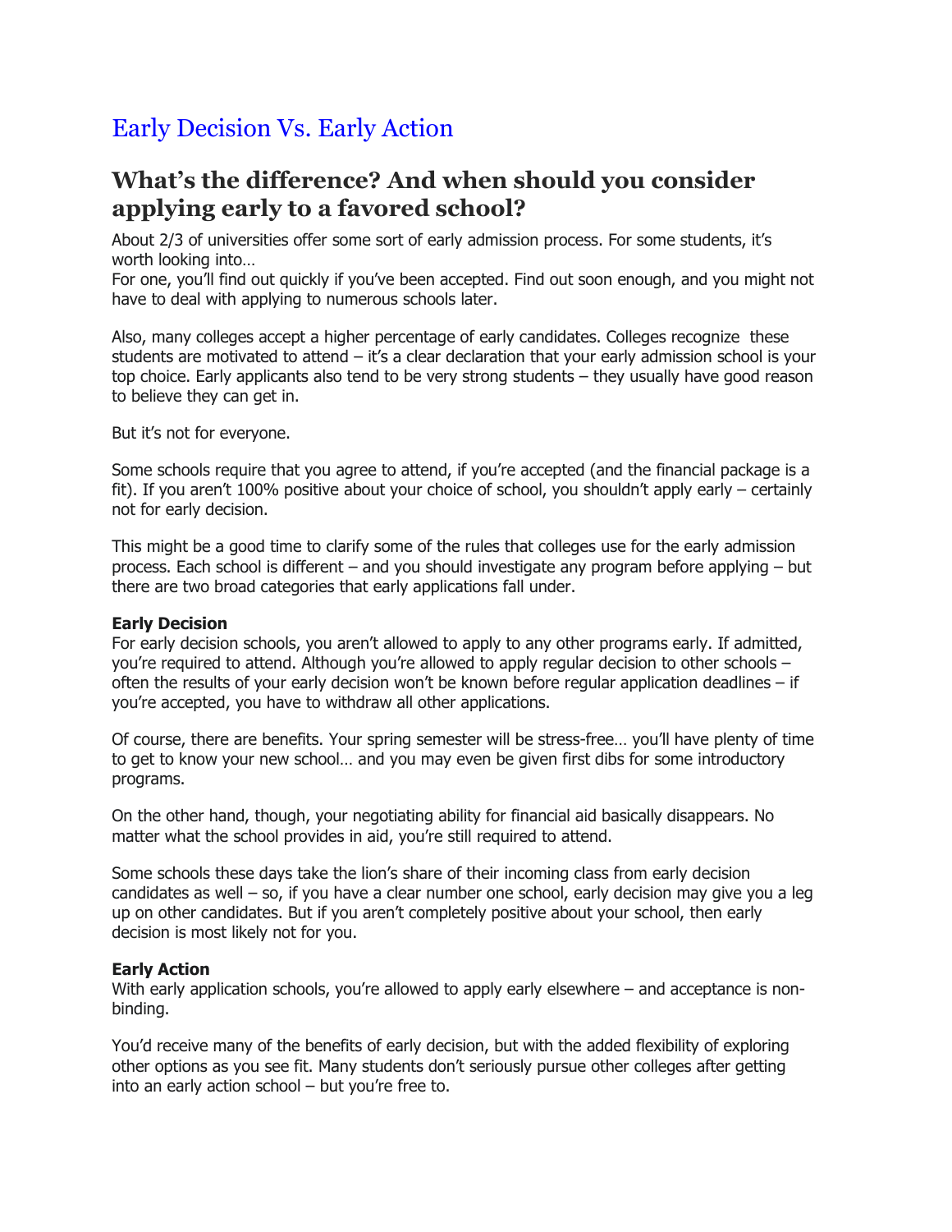# Early Decision Vs. Early Action

## What's the difference? And when should you consider applying early to a favored school?

About 2/3 of universities offer some sort of early admission process. For some students, it's worth looking into…
For one, you'll find out quickly if you've been accepted. Find out soon enough, and you might not have to deal with applying to numerous schools later.

Also, many colleges accept a higher percentage of early candidates. Colleges recognize these students are motivated to attend – it's a clear declaration that your early admission school is your top choice. Early applicants also tend to be very strong students – they usually have good reason to believe they can get in.

But it's not for everyone.

Some schools require that you agree to attend, if you're accepted (and the financial package is a fit). If you aren't 100% positive about your choice of school, you shouldn't apply early – certainly not for early decision.

This might be a good time to clarify some of the rules that colleges use for the early admission process. Each school is different – and you should investigate any program before applying – but there are two broad categories that early applications fall under.

**Early Decision**
For early decision schools, you aren't allowed to apply to any other programs early. If admitted, you're required to attend. Although you're allowed to apply regular decision to other schools – often the results of your early decision won't be known before regular application deadlines – if you're accepted, you have to withdraw all other applications.

Of course, there are benefits. Your spring semester will be stress-free… you'll have plenty of time to get to know your new school… and you may even be given first dibs for some introductory programs.

On the other hand, though, your negotiating ability for financial aid basically disappears. No matter what the school provides in aid, you're still required to attend.

Some schools these days take the lion's share of their incoming class from early decision candidates as well – so, if you have a clear number one school, early decision may give you a leg up on other candidates. But if you aren't completely positive about your school, then early decision is most likely not for you.

**Early Action**
With early application schools, you're allowed to apply early elsewhere – and acceptance is non-binding.

You'd receive many of the benefits of early decision, but with the added flexibility of exploring other options as you see fit. Many students don't seriously pursue other colleges after getting into an early action school – but you're free to.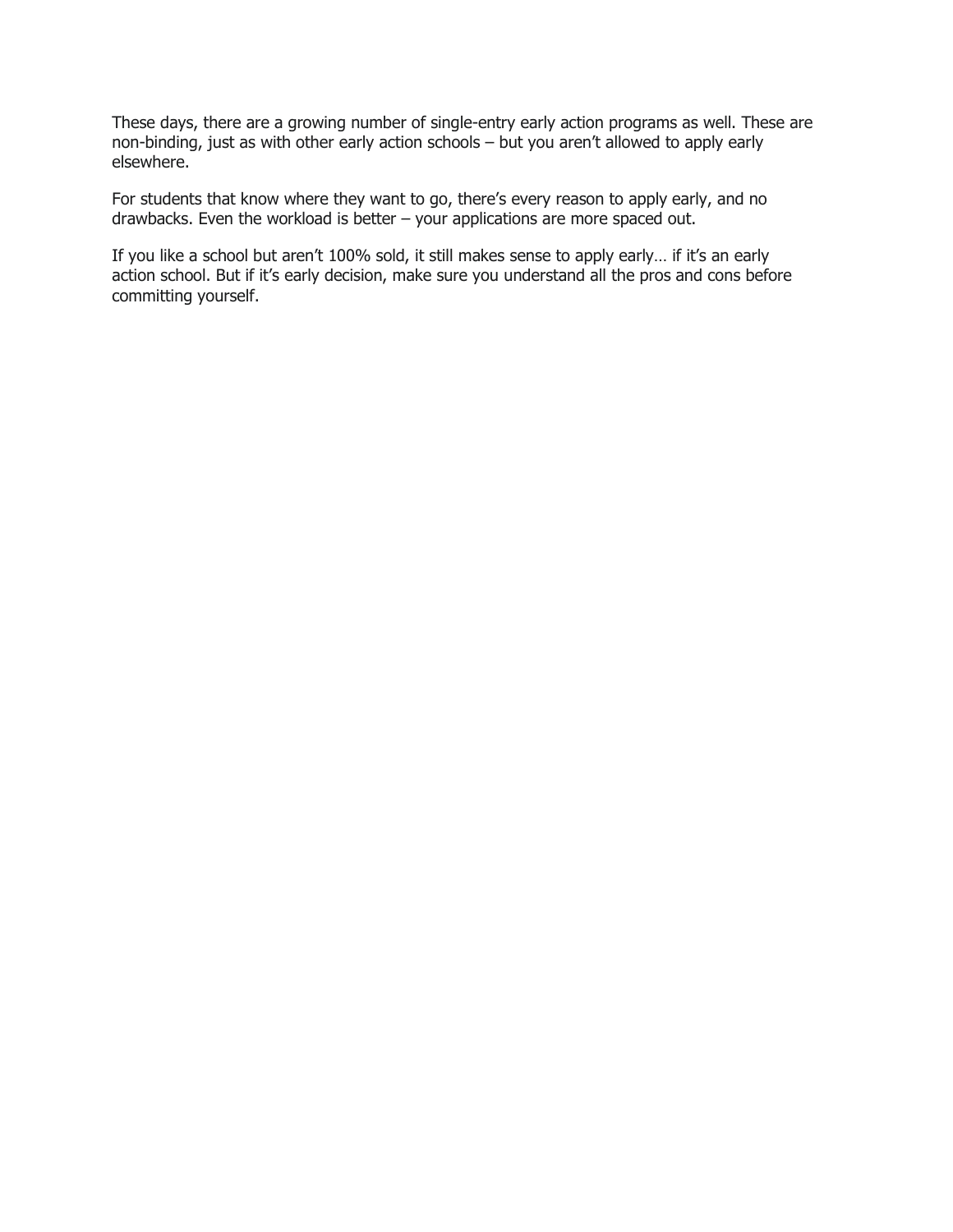These days, there are a growing number of single-entry early action programs as well. These are non-binding, just as with other early action schools – but you aren't allowed to apply early elsewhere.

For students that know where they want to go, there's every reason to apply early, and no drawbacks. Even the workload is better – your applications are more spaced out.

If you like a school but aren't 100% sold, it still makes sense to apply early… if it's an early action school. But if it's early decision, make sure you understand all the pros and cons before committing yourself.